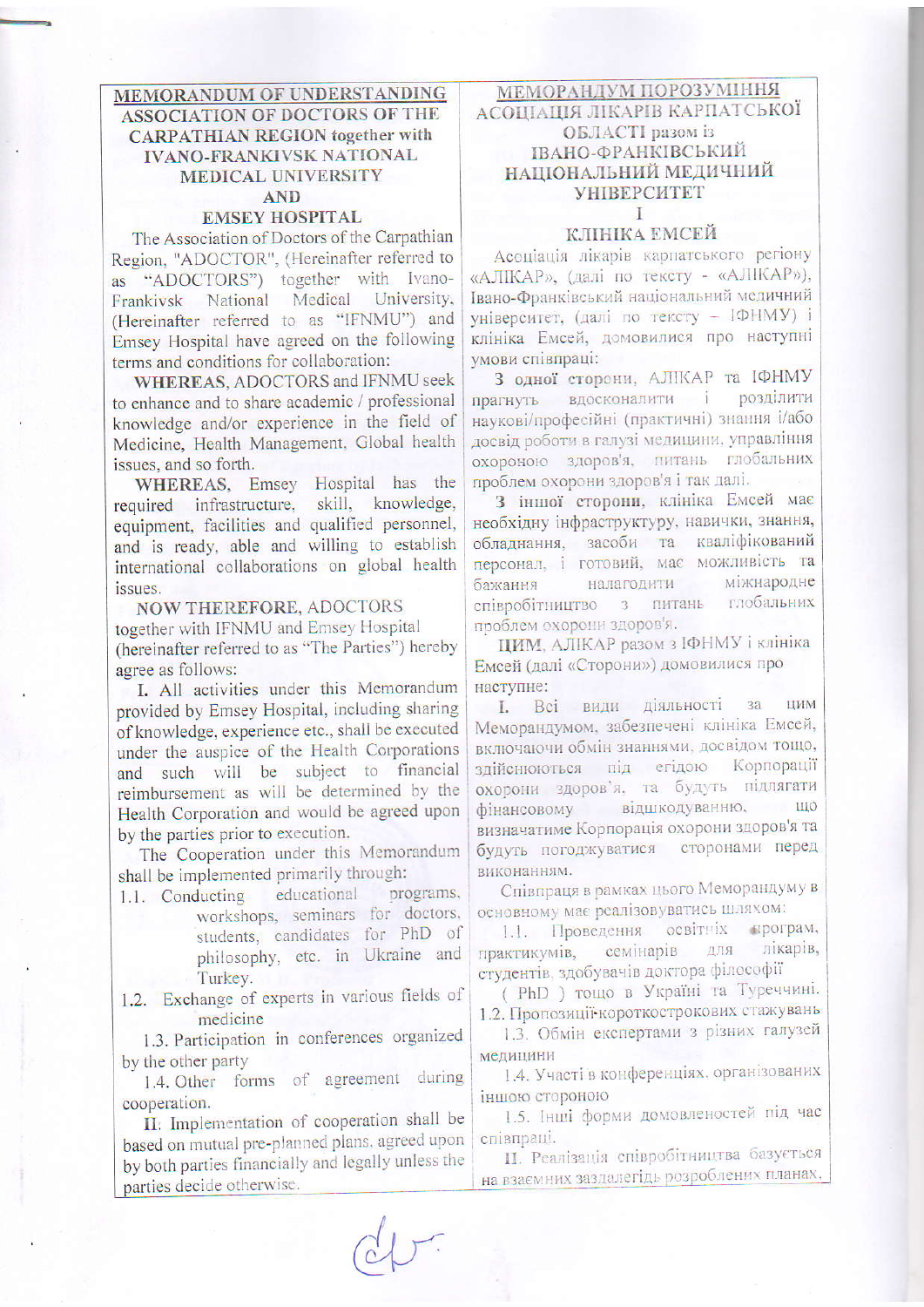**MEMORANDUM OF UNDERSTANDING**
**ASSOCIATION OF DOCTORS OF THE CARPATHIAN REGION together with IVANO-FRANKIVSK NATIONAL MEDICAL UNIVERSITY**
**AND**
**EMSEY HOSPITAL**

The Association of Doctors of the Carpathian Region, "ADOCTOR", (Hereinafter referred to as "ADOCTORS") together with Ivano-Frankivsk National Medical University, (Hereinafter referred to as "IFNMU") and Emsey Hospital have agreed on the following terms and conditions for collaboration:

**WHEREAS**, ADOCTORS and IFNMU seek to enhance and to share academic / professional knowledge and/or experience in the field of Medicine, Health Management, Global health issues, and so forth.

**WHEREAS**, Emsey Hospital has the required infrastructure, skill, knowledge, equipment, facilities and qualified personnel, and is ready, able and willing to establish international collaborations on global health issues.

**NOW THEREFORE**, ADOCTORS together with IFNMU and Emsey Hospital (hereinafter referred to as "The Parties") hereby agree as follows:

I. All activities under this Memorandum provided by Emsey Hospital, including sharing of knowledge, experience etc., shall be executed under the auspice of the Health Corporations and such will be subject to financial reimbursement as will be determined by the Health Corporation and would be agreed upon by the parties prior to execution.

The Cooperation under this Memorandum shall be implemented primarily through:

1.1. Conducting educational programs, workshops, seminars for doctors, students, candidates for PhD of philosophy, etc. in Ukraine and Turkey.

1.2. Exchange of experts in various fields of medicine

1.3. Participation in conferences organized by the other party

1.4. Other forms of agreement during cooperation.

II. Implementation of cooperation shall be based on mutual pre-planned plans, agreed upon by both parties financially and legally unless the parties decide otherwise.

**МЕМОРАНДУМ ПОРОЗУМІННЯ**
**АСОЦІАЦІЯ ЛІКАРІВ КАРПАТСЬКОЇ ОБЛАСТІ разом із ІВАНО-ФРАНКІВСЬКИЙ НАЦІОНАЛЬНИЙ МЕДИЧНИЙ УНІВЕРСИТЕТ**
**І**
**КЛІНІКА ЕМСЕЙ**

Асоціація лікарів карпатського регіону «АЛІКАР», (далі по тексту - «АЛІКАР»), Івано-Франківський національний медичний університет, (далі по тексту – ІФНМУ) і клініка Емсей, домовилися про наступні умови співпраці:

**З одної сторони**, АЛІКАР та ІФНМУ прагнуть вдосконалити і розділити наукові/професійні (практичні) знання і/або досвід роботи в галузі медицини, управління охороною здоров'я, питань глобальних проблем охорони здоров'я і так далі.

**З іншої сторони**, клініка Емсей має необхідну інфраструктуру, навички, знання, обладнання, засоби та кваліфікований персонал, і готовий, має можливість та бажання налагодити міжнародне співробітництво з питань глобальних проблем охорони здоров'я.

**ЦИМ**, АЛІКАР разом з ІФНМУ і клініка Емсей (далі «Сторони») домовилися про наступне:

I. Всі види діяльності за цим Меморандумом, забезпечені клініка Емсей, включаючи обмін знаннями, досвідом тощо, здійснюються під егідою Корпорації охорони здоров'я, та будуть підлягати фінансовому відшкодуванню, що визначатиме Корпорація охорони здоров'я та будуть погоджуватися сторонами перед виконанням.

Співпраця в рамках цього Меморандуму в основному має реалізовуватись шляхом:

1.1. Проведення освітніх програм, практикумів, семінарів для лікарів, студентів, здобувачів доктора філософії ( PhD ) тощо в Україні та Туреччині.

1.2. Пропозиції короткострокових стажувань

1.3. Обмін експертами з різних галузей медицини

1.4. Участі в конференціях, організованих іншою стороною

1.5. Інші форми домовленостей під час співпраці.

II. Реалізація співробітництва базується на взаємних заздалегідь розроблених планах,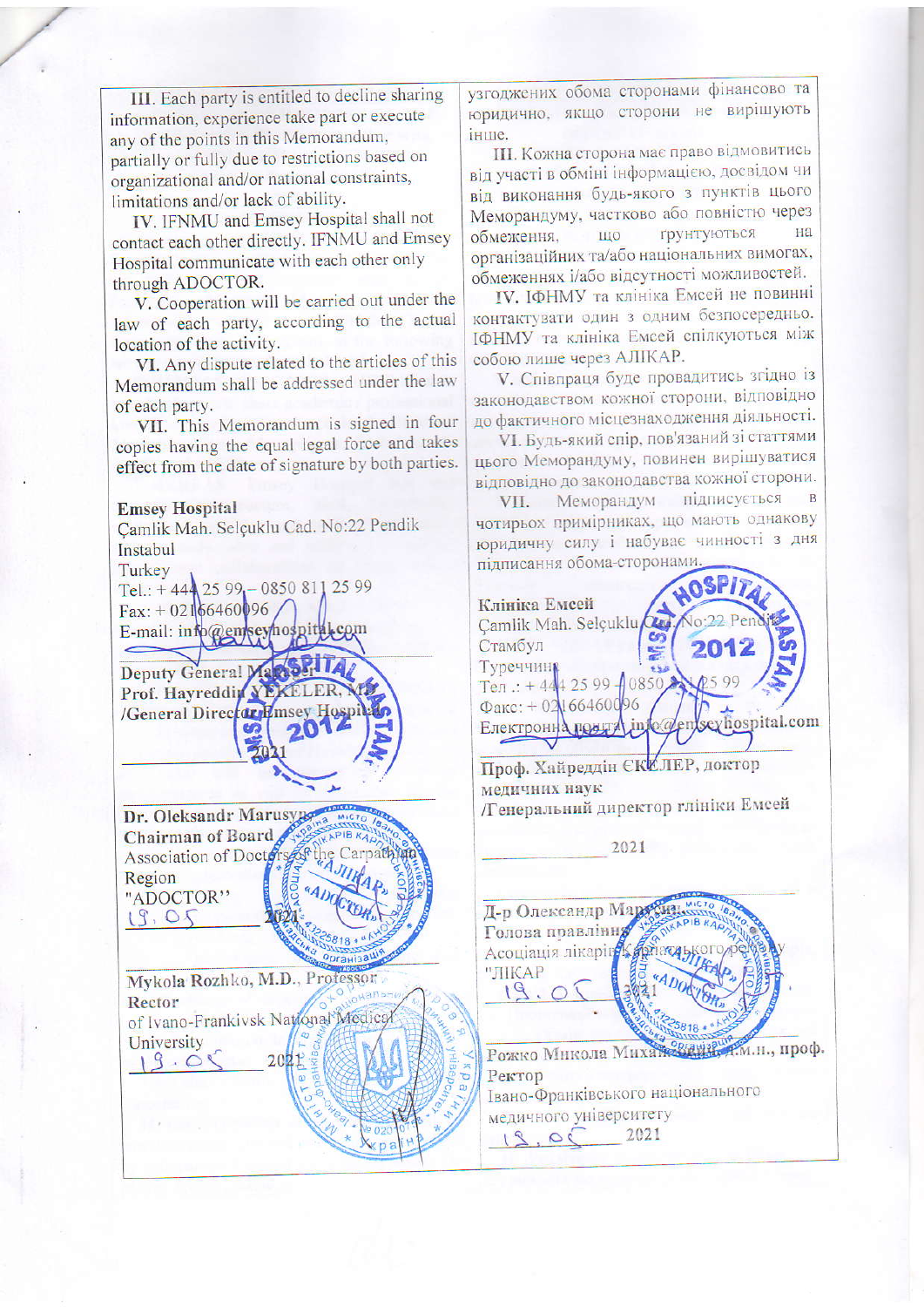III. Each party is entitled to decline sharing information, experience take part or execute any of the points in this Memorandum, partially or fully due to restrictions based on organizational and/or national constraints, limitations and/or lack of ability.

IV. IFNMU and Emsey Hospital shall not contact each other directly. IFNMU and Emsey Hospital communicate with each other only through ADOCTOR.

V. Cooperation will be carried out under the law of each party, according to the actual location of the activity.

VI. Any dispute related to the articles of this Memorandum shall be addressed under the law of each party.

VII. This Memorandum is signed in four copies having the equal legal force and takes effect from the date of signature by both parties.

**Emsey Hospital**
Çamlik Mah. Selçuklu Cad. No:22 Pendik
Instabul
Turkey
Tel.: + 444 25 99 – 0850 811 25 99
Fax: + 02166460096
E-mail: info@emseyhospital.com

**Deputy General Manager**
**Prof. Hayreddin YEKELER, MD**
**/General Director Emsey Hospital**

_______________ 2021

**Dr. Oleksandr Marusyn**
**Chairman of Board**
Association of Doctors of the Carpathian Region
"ADOCTOR"
19.05 _______ 2021

**Mykola Rozhko, M.D., Professor**
**Rector**
of Ivano-Frankivsk National Medical University
19.05 _______ 2021

узгоджених обома сторонами фінансово та юридично, якщо сторони не вирішують інше.

III. Кожна сторона має право відмовитись від участі в обміні інформацією, досвідом чи від виконання будь-якого з пунктів цього Меморандуму, частково або повністю через обмеження, що грунтуються на організаційних та/або національних вимогах, обмеженнях і/або відсутності можливостей.

IV. ІФНМУ та клініка Емсей не повинні контактувати один з одним безпосередньо. ІФНМУ та клініка Емсей спілкуються між собою лише через АЛІКАР.

V. Співпраця буде провадитись згідно із законодавством кожної сторони, відповідно до фактичного місцезнаходження діяльності.

VI. Будь-який спір, пов'язаний зі статтями цього Меморандуму, повинен вирішуватися відповідно до законодавства кожної сторони.

VII. Меморандум підписується в чотирьох примірниках, що мають однакову юридичну силу і набуває чинності з дня підписання обома сторонами.

**Клініка Емсей**
Çamlik Mah. Selçuklu Cad. No:22 Pendik
Стамбул
Туреччина
Тел .: + 444 25 99 – 0850 811 25 99
Факс: + 02166460096
Електронна пошта: info@emseyhospital.com

**Проф. Хайреддін ЄКЕЛЕР, доктор медичних наук**
**/Генеральний директор глініки Емсей**

_______________ 2021

**Д-р Олександр Марусин**
**Голова правління**
Асоціація лікарів Карпатського регіону
"АЛІКАР"
19.05 _______ 2021

**Рожко Микола Михайлович, д.м.н., проф.**
Ректор
Івано-Франківського національного медичного університету
19.05 _______ 2021